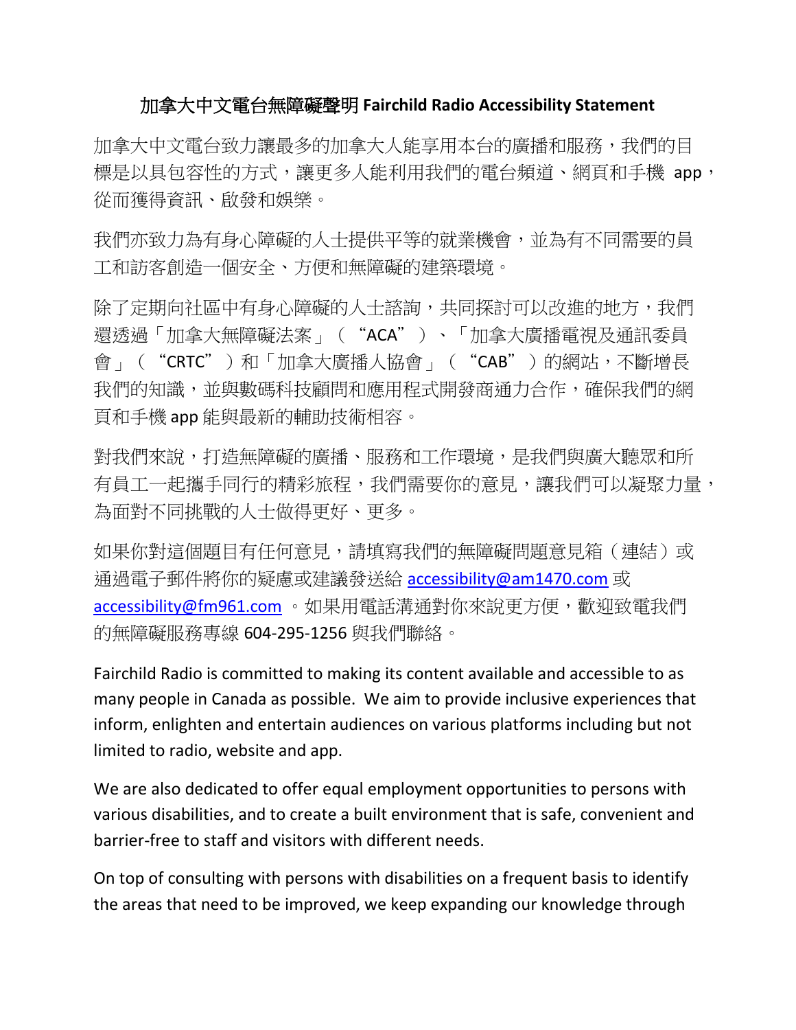# 加拿大中文電台無障礙聲明 Fairchild Radio Accessibility Statement

加拿大中文電台致力讓最多的加拿大人能享用本台的廣播和服務，我們的目標是以具包容性的方式，讓更多人能利用我們的電台頻道、網頁和手機 app，從而獲得資訊、啟發和娛樂。

我們亦致力為有身心障礙的人士提供平等的就業機會，並為有不同需要的員工和訪客創造一個安全、方便和無障礙的建築環境。

除了定期向社區中有身心障礙的人士諮詢，共同探討可以改進的地方，我們還透過「加拿大無障礙法案」（"ACA"）、「加拿大廣播電視及通訊委員會」（"CRTC"）和「加拿大廣播人協會」（"CAB"）的網站，不斷增長我們的知識，並與數碼科技顧問和應用程式開發商通力合作，確保我們的網頁和手機 app 能與最新的輔助技術相容。

對我們來說，打造無障礙的廣播、服務和工作環境，是我們與廣大聽眾和所有員工一起攜手同行的精彩旅程，我們需要你的意見，讓我們可以凝聚力量，為面對不同挑戰的人士做得更好、更多。

如果你對這個題目有任何意見，請填寫我們的無障礙問題意見箱（連結）或通過電子郵件將你的疑慮或建議發送給 accessibility@am1470.com 或 accessibility@fm961.com 。如果用電話溝通對你來說更方便，歡迎致電我們的無障礙服務專線 604-295-1256 與我們聯絡。

Fairchild Radio is committed to making its content available and accessible to as many people in Canada as possible. We aim to provide inclusive experiences that inform, enlighten and entertain audiences on various platforms including but not limited to radio, website and app.

We are also dedicated to offer equal employment opportunities to persons with various disabilities, and to create a built environment that is safe, convenient and barrier-free to staff and visitors with different needs.

On top of consulting with persons with disabilities on a frequent basis to identify the areas that need to be improved, we keep expanding our knowledge through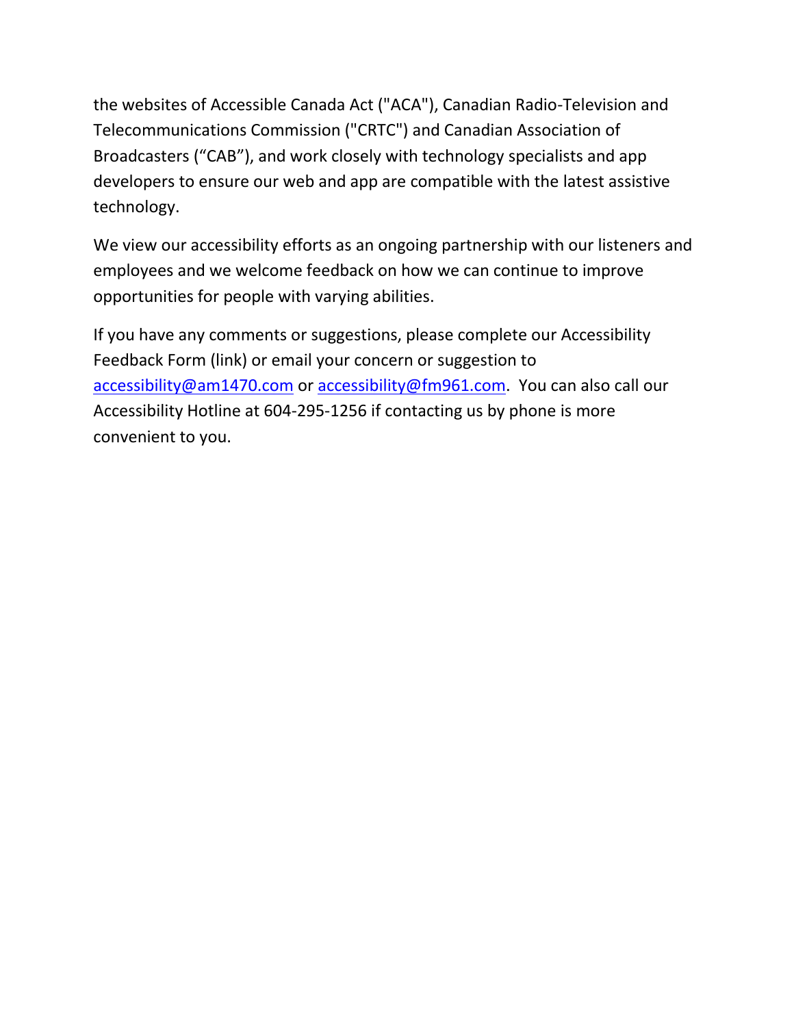the websites of Accessible Canada Act ("ACA"), Canadian Radio-Television and Telecommunications Commission ("CRTC") and Canadian Association of Broadcasters ("CAB"), and work closely with technology specialists and app developers to ensure our web and app are compatible with the latest assistive technology.

We view our accessibility efforts as an ongoing partnership with our listeners and employees and we welcome feedback on how we can continue to improve opportunities for people with varying abilities.

If you have any comments or suggestions, please complete our Accessibility Feedback Form (link) or email your concern or suggestion to accessibility@am1470.com or accessibility@fm961.com. You can also call our Accessibility Hotline at 604-295-1256 if contacting us by phone is more convenient to you.